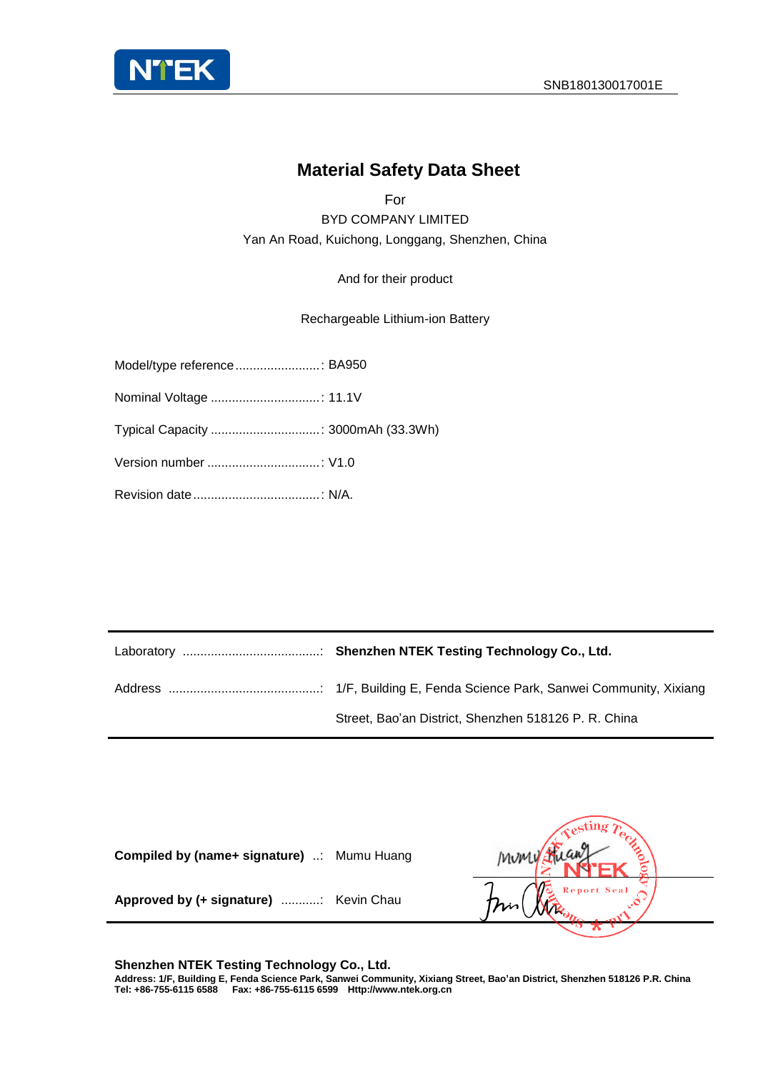# Material Safety Data Sheet

For

BYD COMPANY LIMITED

Yan An Road, Kuichong, Longgang, Shenzhen, China

And for their product

Rechargeable Lithium-ion Battery

Model/type reference ........................: BA950

Nominal Voltage ...............................: 11.1V

Typical Capacity ...............................: 3000mAh (33.3Wh)

Version number ................................: V1.0

Revision date ....................................: N/A.

| | |
|---|---|
| Laboratory ........................................: | **Shenzhen NTEK Testing Technology Co., Ltd.** |
| Address ............................................: | 1/F, Building E, Fenda Science Park, Sanwei Community, Xixiang Street, Bao'an District, Shenzhen 518126 P. R. China |

| | |
|---|---|
| **Compiled by (name+ signature)** ...: | Mumu Huang |
| **Approved by (+ signature)** ...........: | Kevin Chau |

**Shenzhen NTEK Testing Technology Co., Ltd.**

**Address: 1/F, Building E, Fenda Science Park, Sanwei Community, Xixiang Street, Bao'an District, Shenzhen 518126 P.R. China**

**Tel: +86-755-6115 6588 Fax: +86-755-6115 6599 Http://www.ntek.org.cn**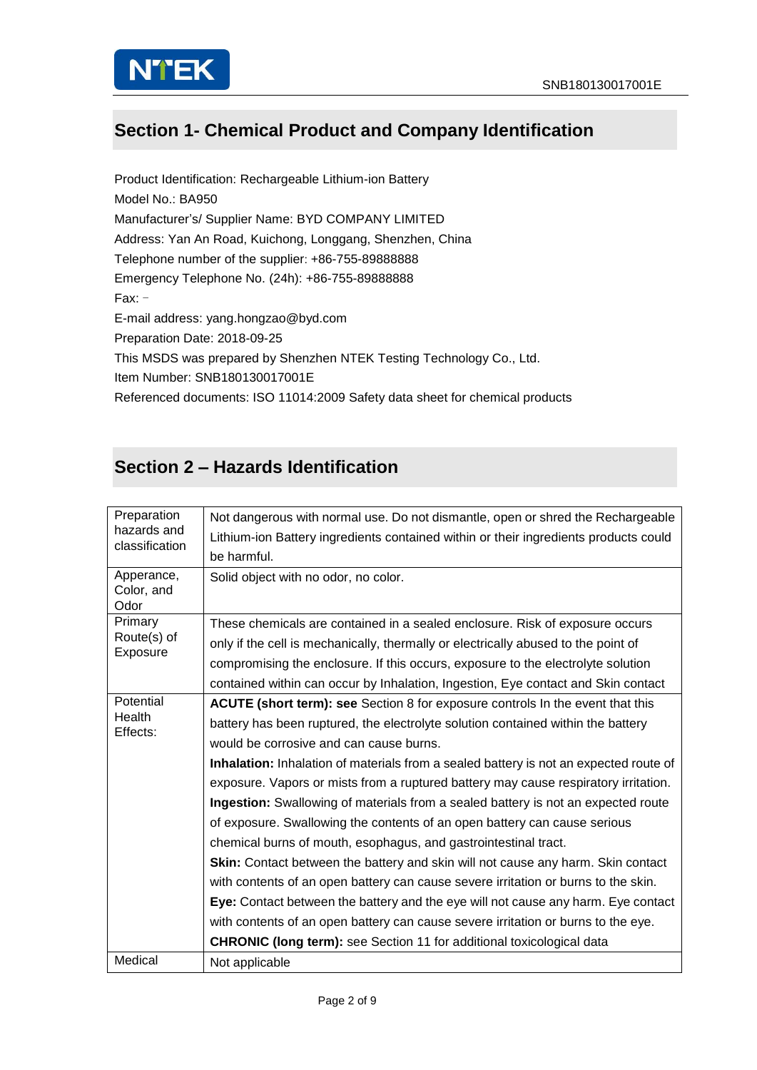## Section 1- Chemical Product and Company Identification

Product Identification: Rechargeable Lithium-ion Battery
Model No.: BA950
Manufacturer's/ Supplier Name: BYD COMPANY LIMITED
Address: Yan An Road, Kuichong, Longgang, Shenzhen, China
Telephone number of the supplier: +86-755-89888888
Emergency Telephone No. (24h): +86-755-89888888
Fax: –
E-mail address: yang.hongzao@byd.com
Preparation Date: 2018-09-25
This MSDS was prepared by Shenzhen NTEK Testing Technology Co., Ltd.
Item Number: SNB180130017001E
Referenced documents: ISO 11014:2009 Safety data sheet for chemical products

## Section 2 – Hazards Identification

| | |
|---|---|
| Preparation hazards and classification | Not dangerous with normal use. Do not dismantle, open or shred the Rechargeable Lithium-ion Battery ingredients contained within or their ingredients products could be harmful. |
| Apperance, Color, and Odor | Solid object with no odor, no color. |
| Primary Route(s) of Exposure | These chemicals are contained in a sealed enclosure. Risk of exposure occurs only if the cell is mechanically, thermally or electrically abused to the point of compromising the enclosure. If this occurs, exposure to the electrolyte solution contained within can occur by Inhalation, Ingestion, Eye contact and Skin contact |
| Potential Health Effects: | **ACUTE (short term): see** Section 8 for exposure controls In the event that this battery has been ruptured, the electrolyte solution contained within the battery would be corrosive and can cause burns.<br>**Inhalation:** Inhalation of materials from a sealed battery is not an expected route of exposure. Vapors or mists from a ruptured battery may cause respiratory irritation.<br>**Ingestion:** Swallowing of materials from a sealed battery is not an expected route of exposure. Swallowing the contents of an open battery can cause serious chemical burns of mouth, esophagus, and gastrointestinal tract.<br>**Skin:** Contact between the battery and skin will not cause any harm. Skin contact with contents of an open battery can cause severe irritation or burns to the skin.<br>**Eye:** Contact between the battery and the eye will not cause any harm. Eye contact with contents of an open battery can cause severe irritation or burns to the eye.<br>**CHRONIC (long term):** see Section 11 for additional toxicological data |
| Medical | Not applicable |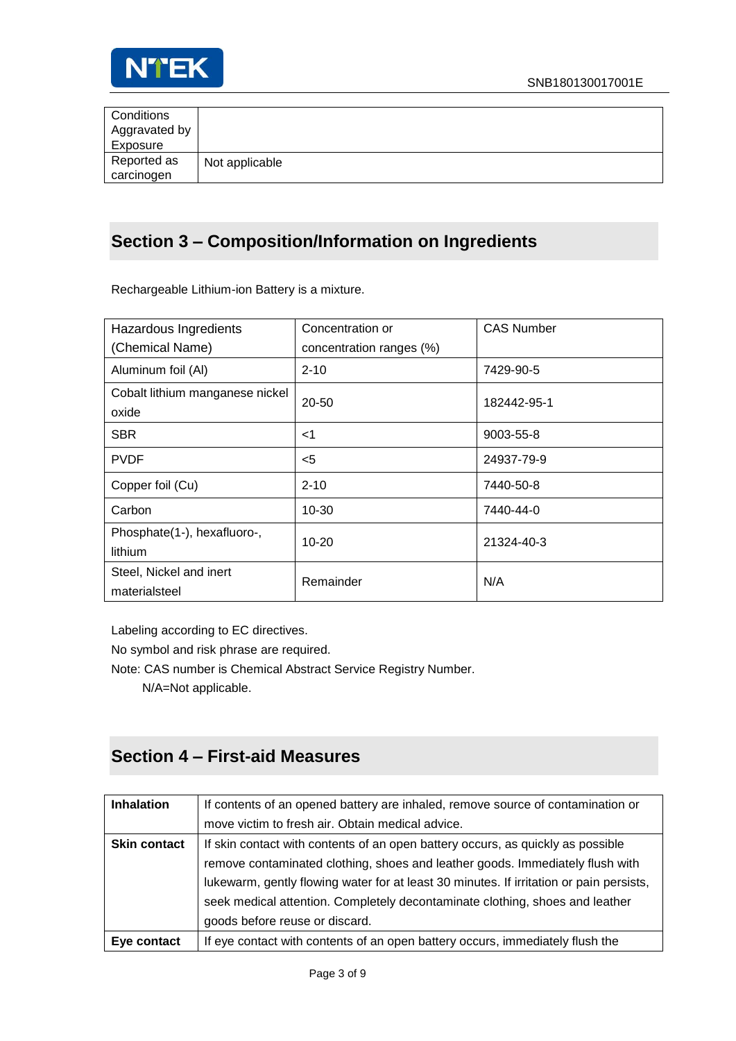| Conditions Aggravated by Exposure | |
|---|---|
| Reported as carcinogen | Not applicable |

## Section 3 – Composition/Information on Ingredients

Rechargeable Lithium-ion Battery is a mixture.

| Hazardous Ingredients (Chemical Name) | Concentration or concentration ranges (%) | CAS Number |
|---|---|---|
| Aluminum foil (Al) | 2-10 | 7429-90-5 |
| Cobalt lithium manganese nickel oxide | 20-50 | 182442-95-1 |
| SBR | <1 | 9003-55-8 |
| PVDF | <5 | 24937-79-9 |
| Copper foil (Cu) | 2-10 | 7440-50-8 |
| Carbon | 10-30 | 7440-44-0 |
| Phosphate(1-), hexafluoro-, lithium | 10-20 | 21324-40-3 |
| Steel, Nickel and inert materialsteel | Remainder | N/A |

Labeling according to EC directives.

No symbol and risk phrase are required.

Note: CAS number is Chemical Abstract Service Registry Number.

N/A=Not applicable.

## Section 4 – First-aid Measures

| | |
|---|---|
| **Inhalation** | If contents of an opened battery are inhaled, remove source of contamination or move victim to fresh air. Obtain medical advice. |
| **Skin contact** | If skin contact with contents of an open battery occurs, as quickly as possible remove contaminated clothing, shoes and leather goods. Immediately flush with lukewarm, gently flowing water for at least 30 minutes. If irritation or pain persists, seek medical attention. Completely decontaminate clothing, shoes and leather goods before reuse or discard. |
| **Eye contact** | If eye contact with contents of an open battery occurs, immediately flush the |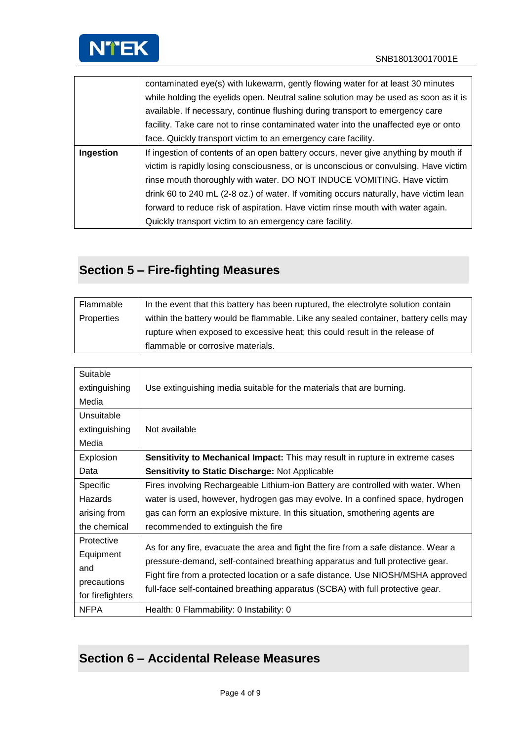|  | contaminated eye(s) with lukewarm, gently flowing water for at least 30 minutes while holding the eyelids open. Neutral saline solution may be used as soon as it is available. If necessary, continue flushing during transport to emergency care facility. Take care not to rinse contaminated water into the unaffected eye or onto face. Quickly transport victim to an emergency care facility. |
|---|---|
| **Ingestion** | If ingestion of contents of an open battery occurs, never give anything by mouth if victim is rapidly losing consciousness, or is unconscious or convulsing. Have victim rinse mouth thoroughly with water. DO NOT INDUCE VOMITING. Have victim drink 60 to 240 mL (2-8 oz.) of water. If vomiting occurs naturally, have victim lean forward to reduce risk of aspiration. Have victim rinse mouth with water again. Quickly transport victim to an emergency care facility. |

## Section 5 – Fire-fighting Measures

| Flammable Properties | In the event that this battery has been ruptured, the electrolyte solution contain within the battery would be flammable. Like any sealed container, battery cells may rupture when exposed to excessive heat; this could result in the release of flammable or corrosive materials. |
|---|---|

| Suitable extinguishing Media | Use extinguishing media suitable for the materials that are burning. |
|---|---|
| Unsuitable extinguishing Media | Not available |
| Explosion Data | **Sensitivity to Mechanical Impact:** This may result in rupture in extreme cases<br>**Sensitivity to Static Discharge:** Not Applicable |
| Specific Hazards arising from the chemical | Fires involving Rechargeable Lithium-ion Battery are controlled with water. When water is used, however, hydrogen gas may evolve. In a confined space, hydrogen gas can form an explosive mixture. In this situation, smothering agents are recommended to extinguish the fire |
| Protective Equipment and precautions for firefighters | As for any fire, evacuate the area and fight the fire from a safe distance. Wear a pressure-demand, self-contained breathing apparatus and full protective gear. Fight fire from a protected location or a safe distance. Use NIOSH/MSHA approved full-face self-contained breathing apparatus (SCBA) with full protective gear. |
| NFPA | Health: 0 Flammability: 0 Instability: 0 |

## Section 6 – Accidental Release Measures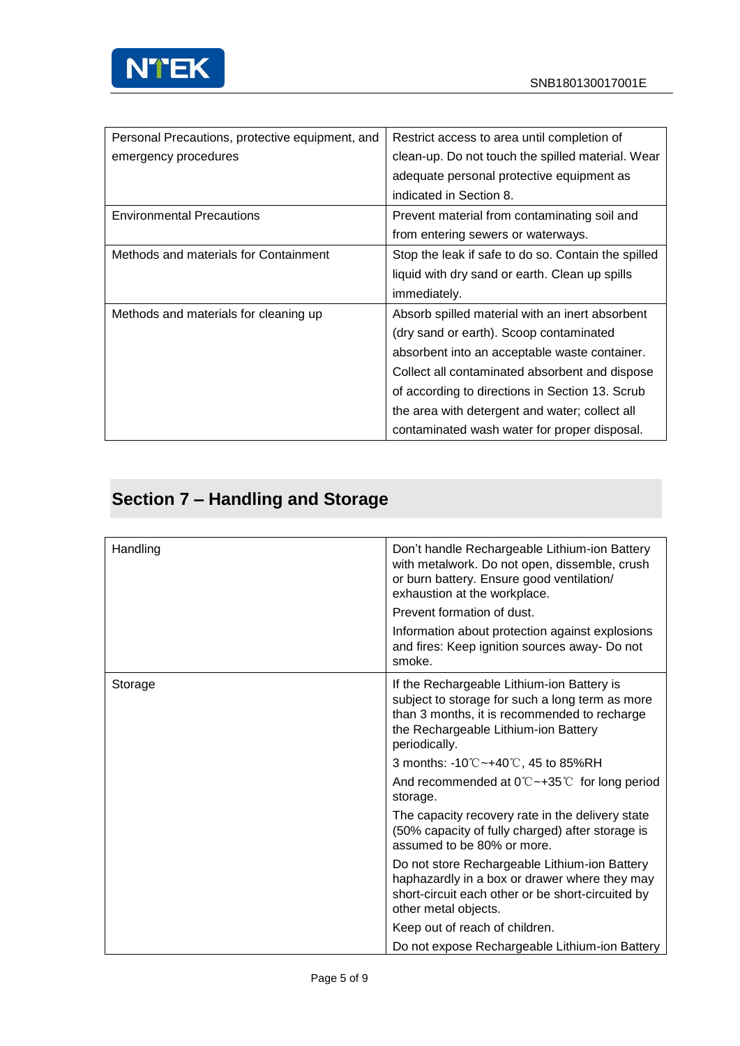| Personal Precautions, protective equipment, and emergency procedures | Restrict access to area until completion of clean-up. Do not touch the spilled material. Wear adequate personal protective equipment as indicated in Section 8. |
|---|---|
| Environmental Precautions | Prevent material from contaminating soil and from entering sewers or waterways. |
| Methods and materials for Containment | Stop the leak if safe to do so. Contain the spilled liquid with dry sand or earth. Clean up spills immediately. |
| Methods and materials for cleaning up | Absorb spilled material with an inert absorbent (dry sand or earth). Scoop contaminated absorbent into an acceptable waste container. Collect all contaminated absorbent and dispose of according to directions in Section 13. Scrub the area with detergent and water; collect all contaminated wash water for proper disposal. |

## Section 7 – Handling and Storage

| Handling | Don't handle Rechargeable Lithium-ion Battery with metalwork. Do not open, dissemble, crush or burn battery. Ensure good ventilation/ exhaustion at the workplace.<br>Prevent formation of dust.<br>Information about protection against explosions and fires: Keep ignition sources away- Do not smoke. |
|---|---|
| Storage | If the Rechargeable Lithium-ion Battery is subject to storage for such a long term as more than 3 months, it is recommended to recharge the Rechargeable Lithium-ion Battery periodically.<br>3 months: -10℃~+40℃, 45 to 85%RH<br>And recommended at 0℃~+35℃ for long period storage.<br>The capacity recovery rate in the delivery state (50% capacity of fully charged) after storage is assumed to be 80% or more.<br>Do not store Rechargeable Lithium-ion Battery haphazardly in a box or drawer where they may short-circuit each other or be short-circuited by other metal objects.<br>Keep out of reach of children.<br>Do not expose Rechargeable Lithium-ion Battery |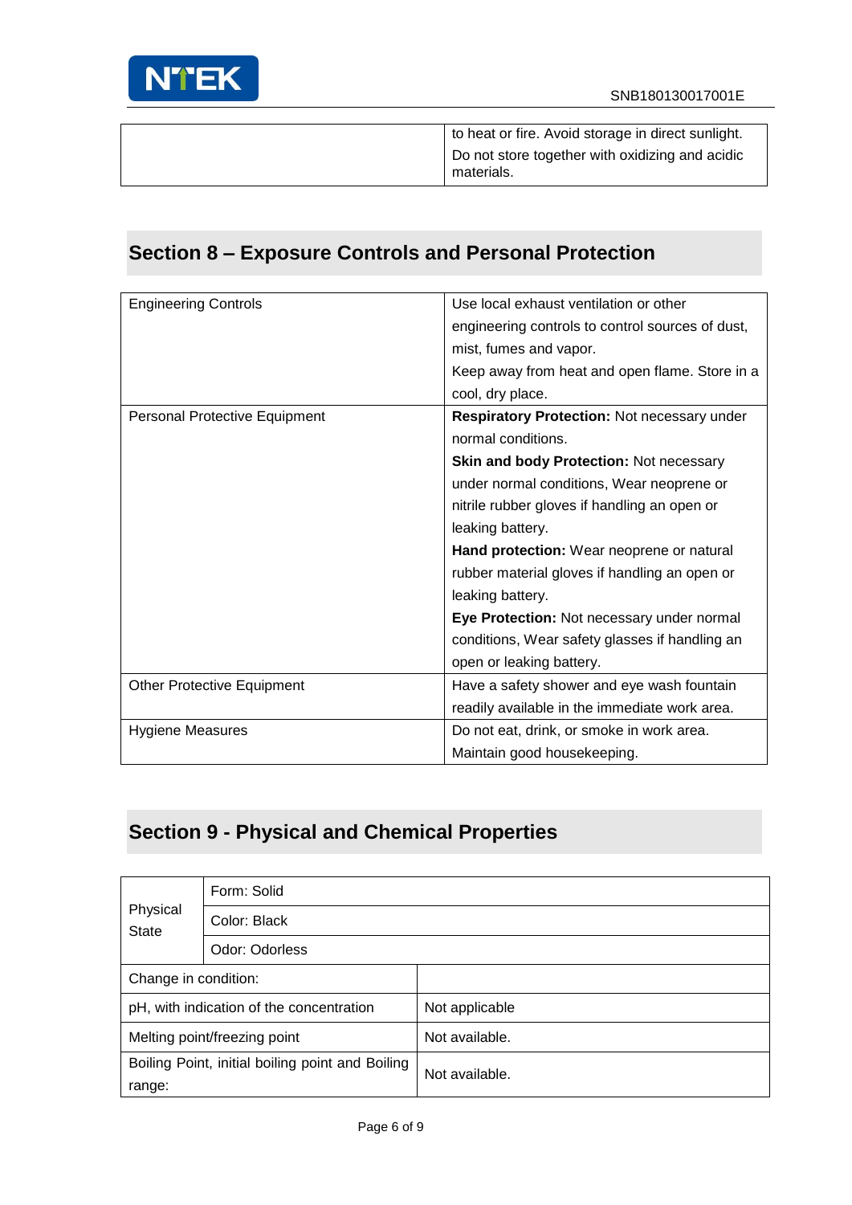| | |
|---|---|
| | to heat or fire. Avoid storage in direct sunlight. Do not store together with oxidizing and acidic materials. |

## Section 8 – Exposure Controls and Personal Protection

| | |
|---|---|
| Engineering Controls | Use local exhaust ventilation or other engineering controls to control sources of dust, mist, fumes and vapor. Keep away from heat and open flame. Store in a cool, dry place. |
| Personal Protective Equipment | **Respiratory Protection:** Not necessary under normal conditions. **Skin and body Protection:** Not necessary under normal conditions, Wear neoprene or nitrile rubber gloves if handling an open or leaking battery. **Hand protection:** Wear neoprene or natural rubber material gloves if handling an open or leaking battery. **Eye Protection:** Not necessary under normal conditions, Wear safety glasses if handling an open or leaking battery. |
| Other Protective Equipment | Have a safety shower and eye wash fountain readily available in the immediate work area. |
| Hygiene Measures | Do not eat, drink, or smoke in work area. Maintain good housekeeping. |

## Section 9 - Physical and Chemical Properties

| | |
|---|---|
| Physical State | Form: Solid |
| | Color: Black |
| | Odor: Odorless |
| Change in condition: | |
| pH, with indication of the concentration | Not applicable |
| Melting point/freezing point | Not available. |
| Boiling Point, initial boiling point and Boiling range: | Not available. |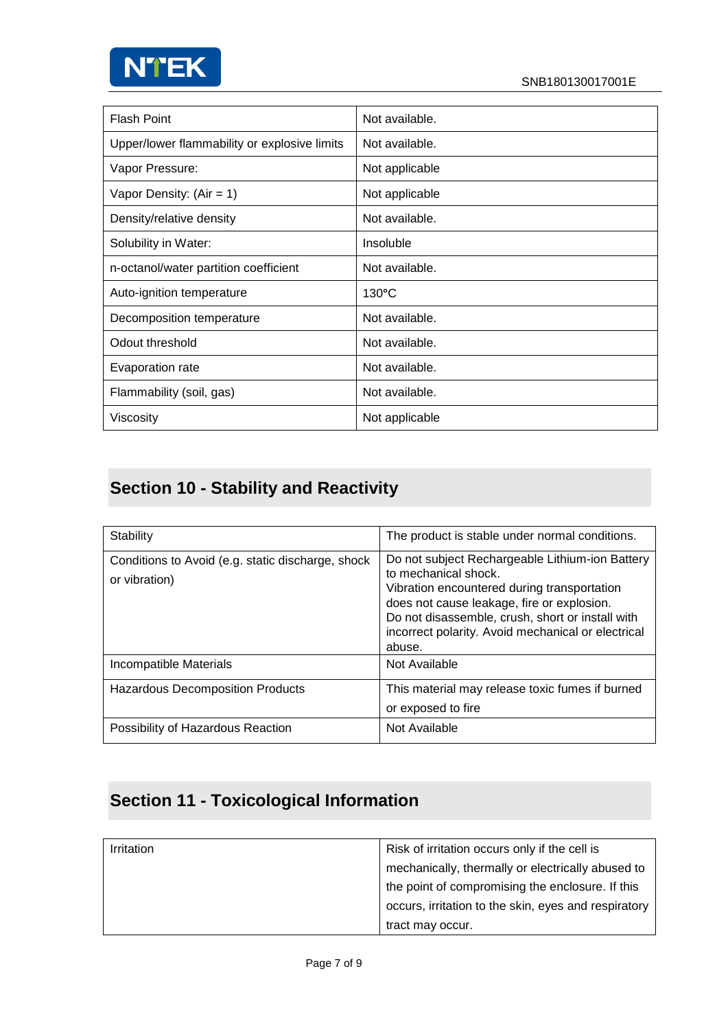| Flash Point | Not available. |
| --- | --- |
| Upper/lower flammability or explosive limits | Not available. |
| Vapor Pressure: | Not applicable |
| Vapor Density: (Air = 1) | Not applicable |
| Density/relative density | Not available. |
| Solubility in Water: | Insoluble |
| n-octanol/water partition coefficient | Not available. |
| Auto-ignition temperature | 130°C |
| Decomposition temperature | Not available. |
| Odout threshold | Not available. |
| Evaporation rate | Not available. |
| Flammability (soil, gas) | Not available. |
| Viscosity | Not applicable |

## Section 10 - Stability and Reactivity

| Stability | The product is stable under normal conditions. |
| --- | --- |
| Conditions to Avoid (e.g. static discharge, shock or vibration) | Do not subject Rechargeable Lithium-ion Battery to mechanical shock. Vibration encountered during transportation does not cause leakage, fire or explosion. Do not disassemble, crush, short or install with incorrect polarity. Avoid mechanical or electrical abuse. |
| Incompatible Materials | Not Available |
| Hazardous Decomposition Products | This material may release toxic fumes if burned or exposed to fire |
| Possibility of Hazardous Reaction | Not Available |

## Section 11 - Toxicological Information

| Irritation | Risk of irritation occurs only if the cell is mechanically, thermally or electrically abused to the point of compromising the enclosure. If this occurs, irritation to the skin, eyes and respiratory tract may occur. |
| --- | --- |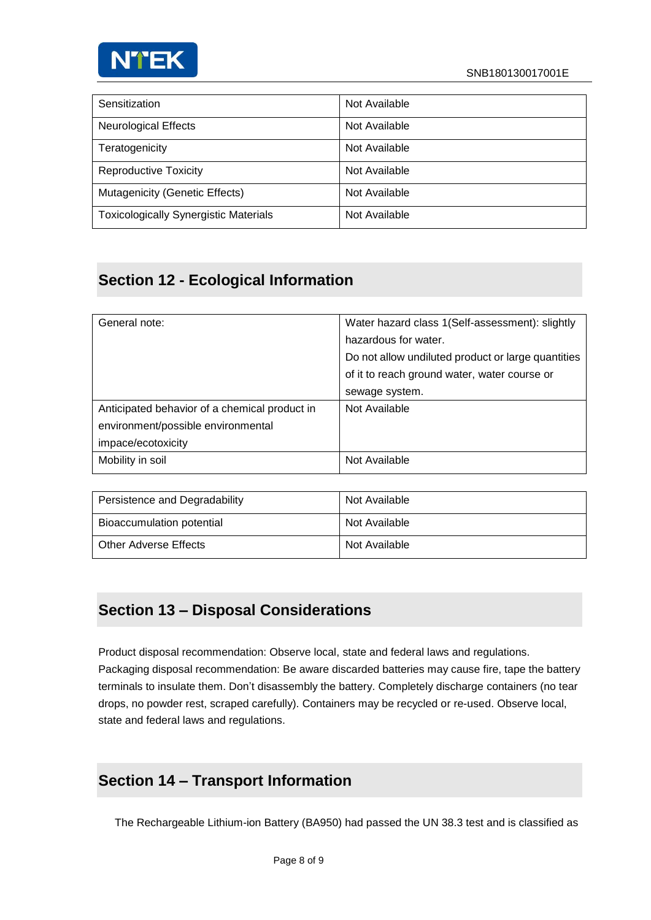| Sensitization | Not Available |
|---|---|
| Neurological Effects | Not Available |
| Teratogenicity | Not Available |
| Reproductive Toxicity | Not Available |
| Mutagenicity (Genetic Effects) | Not Available |
| Toxicologically Synergistic Materials | Not Available |

## Section 12 - Ecological Information

| General note: | Water hazard class 1(Self-assessment): slightly hazardous for water. Do not allow undiluted product or large quantities of it to reach ground water, water course or sewage system. |
|---|---|
| Anticipated behavior of a chemical product in environment/possible environmental impace/ecotoxicity | Not Available |
| Mobility in soil | Not Available |
| Persistence and Degradability | Not Available |
| Bioaccumulation potential | Not Available |
| Other Adverse Effects | Not Available |

## Section 13 – Disposal Considerations

Product disposal recommendation: Observe local, state and federal laws and regulations.
Packaging disposal recommendation: Be aware discarded batteries may cause fire, tape the battery terminals to insulate them. Don't disassembly the battery. Completely discharge containers (no tear drops, no powder rest, scraped carefully). Containers may be recycled or re-used. Observe local, state and federal laws and regulations.

## Section 14 – Transport Information

The Rechargeable Lithium-ion Battery (BA950) had passed the UN 38.3 test and is classified as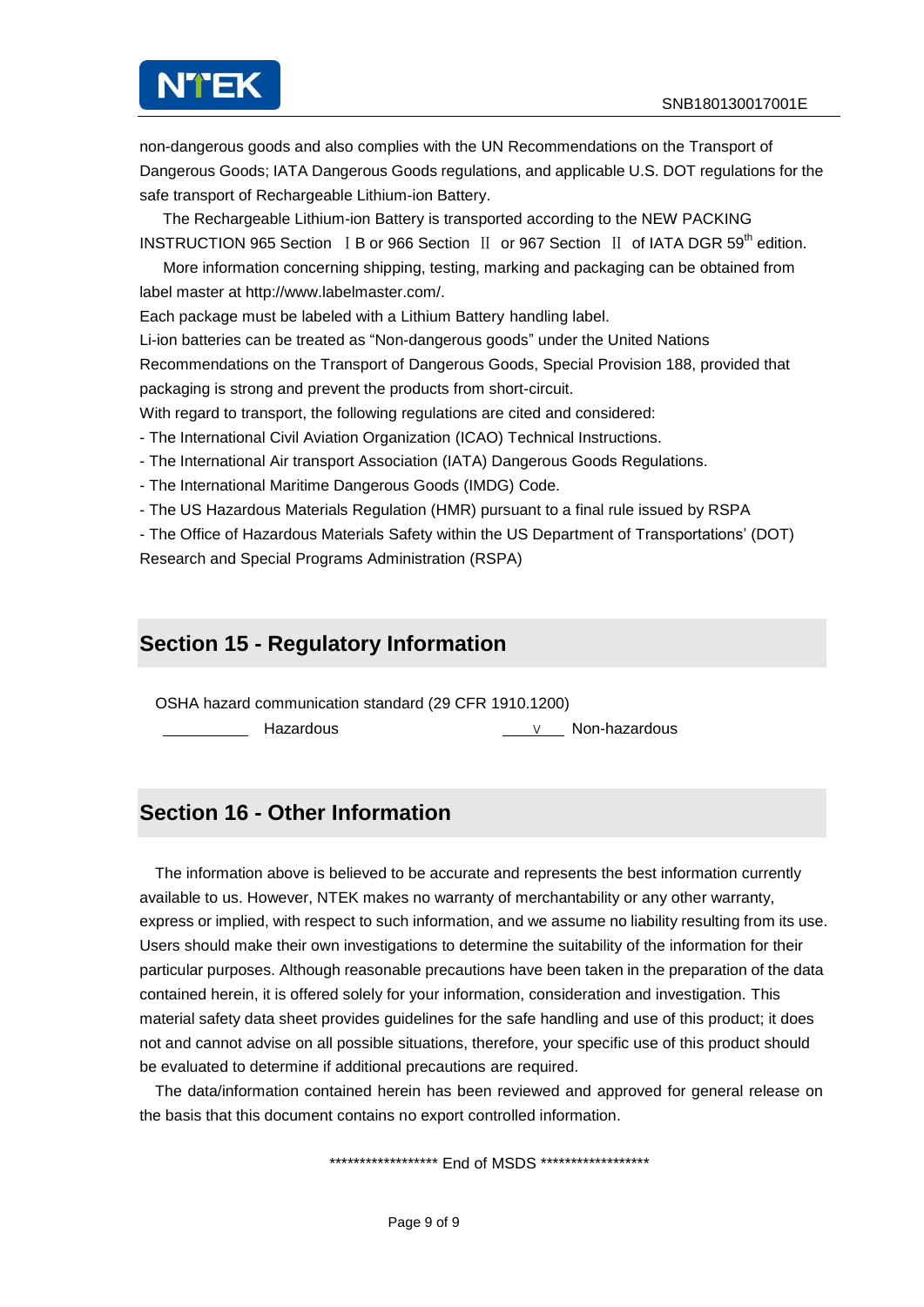non-dangerous goods and also complies with the UN Recommendations on the Transport of Dangerous Goods; IATA Dangerous Goods regulations, and applicable U.S. DOT regulations for the safe transport of Rechargeable Lithium-ion Battery.

The Rechargeable Lithium-ion Battery is transported according to the NEW PACKING INSTRUCTION 965 Section ⅠB or 966 Section Ⅱ or 967 Section Ⅱ of IATA DGR 59th edition.

More information concerning shipping, testing, marking and packaging can be obtained from label master at http://www.labelmaster.com/.

Each package must be labeled with a Lithium Battery handling label.

Li-ion batteries can be treated as “Non-dangerous goods” under the United Nations Recommendations on the Transport of Dangerous Goods, Special Provision 188, provided that packaging is strong and prevent the products from short-circuit.

With regard to transport, the following regulations are cited and considered:

- The International Civil Aviation Organization (ICAO) Technical Instructions.
- The International Air transport Association (IATA) Dangerous Goods Regulations.
- The International Maritime Dangerous Goods (IMDG) Code.
- The US Hazardous Materials Regulation (HMR) pursuant to a final rule issued by RSPA
- The Office of Hazardous Materials Safety within the US Department of Transportations’ (DOT) Research and Special Programs Administration (RSPA)

## Section 15 - Regulatory Information

OSHA hazard communication standard (29 CFR 1910.1200)

\_\_\_\_\_\_\_\_\_\_ Hazardous          \_\_V\_\_ Non-hazardous

## Section 16 - Other Information

The information above is believed to be accurate and represents the best information currently available to us. However, NTEK makes no warranty of merchantability or any other warranty, express or implied, with respect to such information, and we assume no liability resulting from its use. Users should make their own investigations to determine the suitability of the information for their particular purposes. Although reasonable precautions have been taken in the preparation of the data contained herein, it is offered solely for your information, consideration and investigation. This material safety data sheet provides guidelines for the safe handling and use of this product; it does not and cannot advise on all possible situations, therefore, your specific use of this product should be evaluated to determine if additional precautions are required.

The data/information contained herein has been reviewed and approved for general release on the basis that this document contains no export controlled information.

****************** End of MSDS ******************